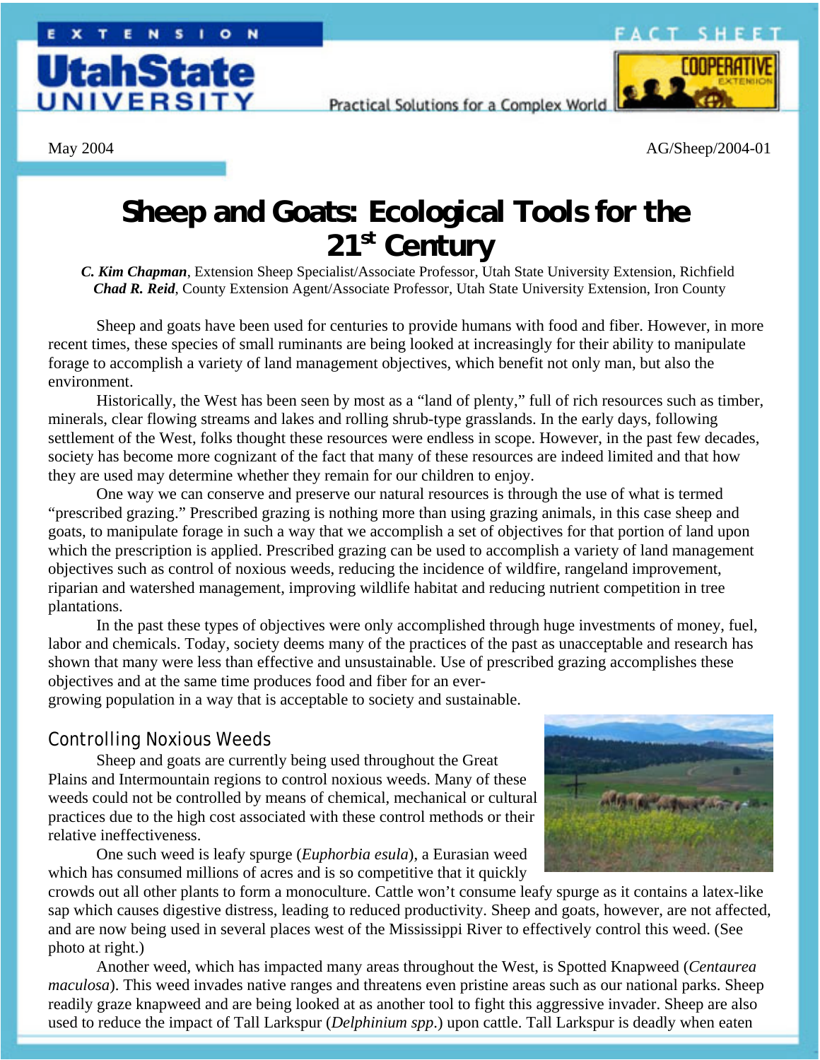EXTENSION

Utah State University

Practical Solutions for a Complex World

FACT SHEET

May 2004

AG/Sheep/2004-01

# Sheep and Goats: Ecological Tools for the 21st Century

***C. Kim Chapman***, Extension Sheep Specialist/Associate Professor, Utah State University Extension, Richfield
***Chad R. Reid***, County Extension Agent/Associate Professor, Utah State University Extension, Iron County

Sheep and goats have been used for centuries to provide humans with food and fiber. However, in more recent times, these species of small ruminants are being looked at increasingly for their ability to manipulate forage to accomplish a variety of land management objectives, which benefit not only man, but also the environment.

Historically, the West has been seen by most as a "land of plenty," full of rich resources such as timber, minerals, clear flowing streams and lakes and rolling shrub-type grasslands. In the early days, following settlement of the West, folks thought these resources were endless in scope. However, in the past few decades, society has become more cognizant of the fact that many of these resources are indeed limited and that how they are used may determine whether they remain for our children to enjoy.

One way we can conserve and preserve our natural resources is through the use of what is termed "prescribed grazing." Prescribed grazing is nothing more than using grazing animals, in this case sheep and goats, to manipulate forage in such a way that we accomplish a set of objectives for that portion of land upon which the prescription is applied. Prescribed grazing can be used to accomplish a variety of land management objectives such as control of noxious weeds, reducing the incidence of wildfire, rangeland improvement, riparian and watershed management, improving wildlife habitat and reducing nutrient competition in tree plantations.

In the past these types of objectives were only accomplished through huge investments of money, fuel, labor and chemicals. Today, society deems many of the practices of the past as unacceptable and research has shown that many were less than effective and unsustainable. Use of prescribed grazing accomplishes these objectives and at the same time produces food and fiber for an ever-growing population in a way that is acceptable to society and sustainable.

## Controlling Noxious Weeds

Sheep and goats are currently being used throughout the Great Plains and Intermountain regions to control noxious weeds. Many of these weeds could not be controlled by means of chemical, mechanical or cultural practices due to the high cost associated with these control methods or their relative ineffectiveness.

One such weed is leafy spurge (*Euphorbia esula*), a Eurasian weed which has consumed millions of acres and is so competitive that it quickly crowds out all other plants to form a monoculture. Cattle won't consume leafy spurge as it contains a latex-like sap which causes digestive distress, leading to reduced productivity. Sheep and goats, however, are not affected, and are now being used in several places west of the Mississippi River to effectively control this weed. (See photo at right.)

Another weed, which has impacted many areas throughout the West, is Spotted Knapweed (*Centaurea maculosa*). This weed invades native ranges and threatens even pristine areas such as our national parks. Sheep readily graze knapweed and are being looked at as another tool to fight this aggressive invader. Sheep are also used to reduce the impact of Tall Larkspur (*Delphinium spp.*) upon cattle. Tall Larkspur is deadly when eaten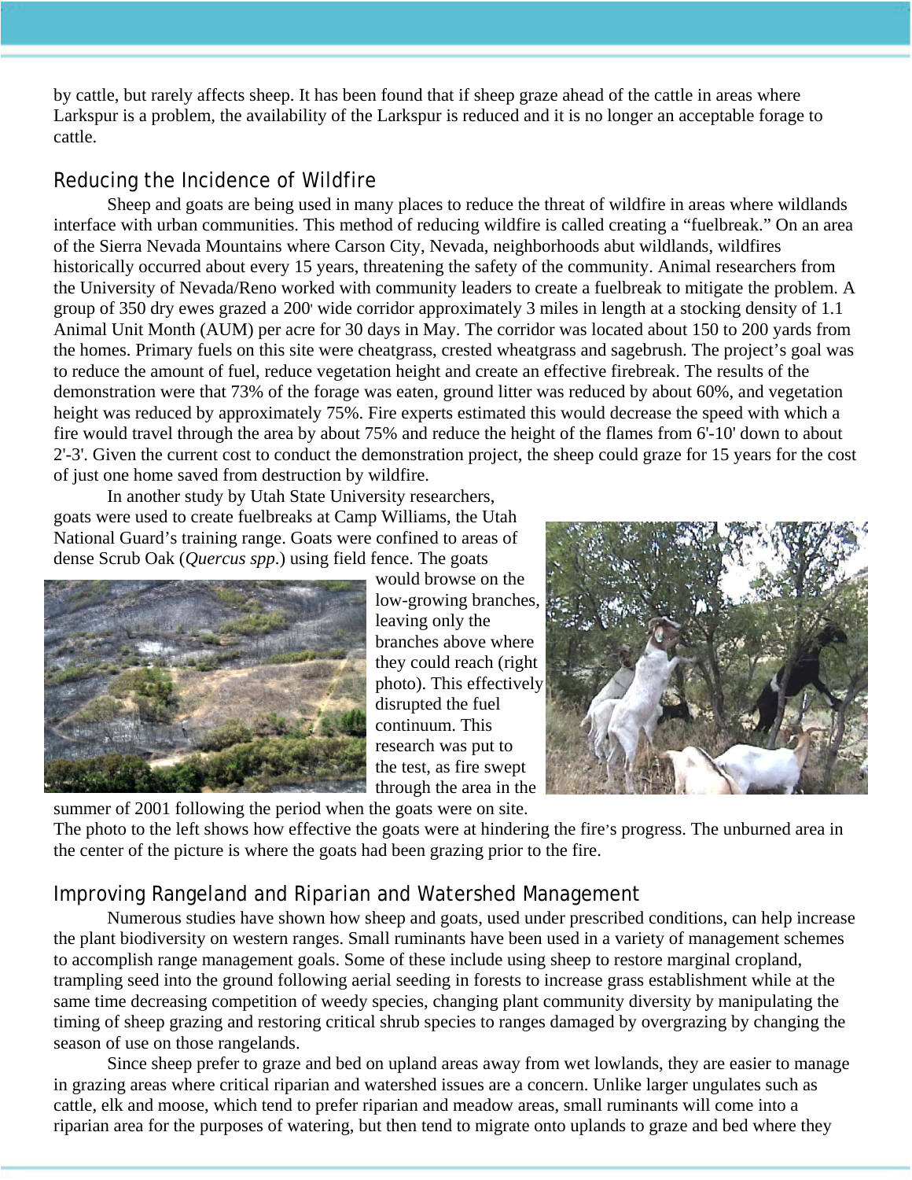by cattle, but rarely affects sheep. It has been found that if sheep graze ahead of the cattle in areas where Larkspur is a problem, the availability of the Larkspur is reduced and it is no longer an acceptable forage to cattle.

## Reducing the Incidence of Wildfire

Sheep and goats are being used in many places to reduce the threat of wildfire in areas where wildlands interface with urban communities. This method of reducing wildfire is called creating a "fuelbreak." On an area of the Sierra Nevada Mountains where Carson City, Nevada, neighborhoods abut wildlands, wildfires historically occurred about every 15 years, threatening the safety of the community. Animal researchers from the University of Nevada/Reno worked with community leaders to create a fuelbreak to mitigate the problem. A group of 350 dry ewes grazed a 200' wide corridor approximately 3 miles in length at a stocking density of 1.1 Animal Unit Month (AUM) per acre for 30 days in May. The corridor was located about 150 to 200 yards from the homes. Primary fuels on this site were cheatgrass, crested wheatgrass and sagebrush. The project's goal was to reduce the amount of fuel, reduce vegetation height and create an effective firebreak. The results of the demonstration were that 73% of the forage was eaten, ground litter was reduced by about 60%, and vegetation height was reduced by approximately 75%. Fire experts estimated this would decrease the speed with which a fire would travel through the area by about 75% and reduce the height of the flames from 6'-10' down to about 2'-3'. Given the current cost to conduct the demonstration project, the sheep could graze for 15 years for the cost of just one home saved from destruction by wildfire.

In another study by Utah State University researchers, goats were used to create fuelbreaks at Camp Williams, the Utah National Guard's training range. Goats were confined to areas of dense Scrub Oak (*Quercus spp*.) using field fence. The goats would browse on the low-growing branches, leaving only the branches above where they could reach (right photo). This effectively disrupted the fuel continuum. This research was put to the test, as fire swept through the area in the summer of 2001 following the period when the goats were on site. The photo to the left shows how effective the goats were at hindering the fire's progress. The unburned area in the center of the picture is where the goats had been grazing prior to the fire.

## Improving Rangeland and Riparian and Watershed Management

Numerous studies have shown how sheep and goats, used under prescribed conditions, can help increase the plant biodiversity on western ranges. Small ruminants have been used in a variety of management schemes to accomplish range management goals. Some of these include using sheep to restore marginal cropland, trampling seed into the ground following aerial seeding in forests to increase grass establishment while at the same time decreasing competition of weedy species, changing plant community diversity by manipulating the timing of sheep grazing and restoring critical shrub species to ranges damaged by overgrazing by changing the season of use on those rangelands.

Since sheep prefer to graze and bed on upland areas away from wet lowlands, they are easier to manage in grazing areas where critical riparian and watershed issues are a concern. Unlike larger ungulates such as cattle, elk and moose, which tend to prefer riparian and meadow areas, small ruminants will come into a riparian area for the purposes of watering, but then tend to migrate onto uplands to graze and bed where they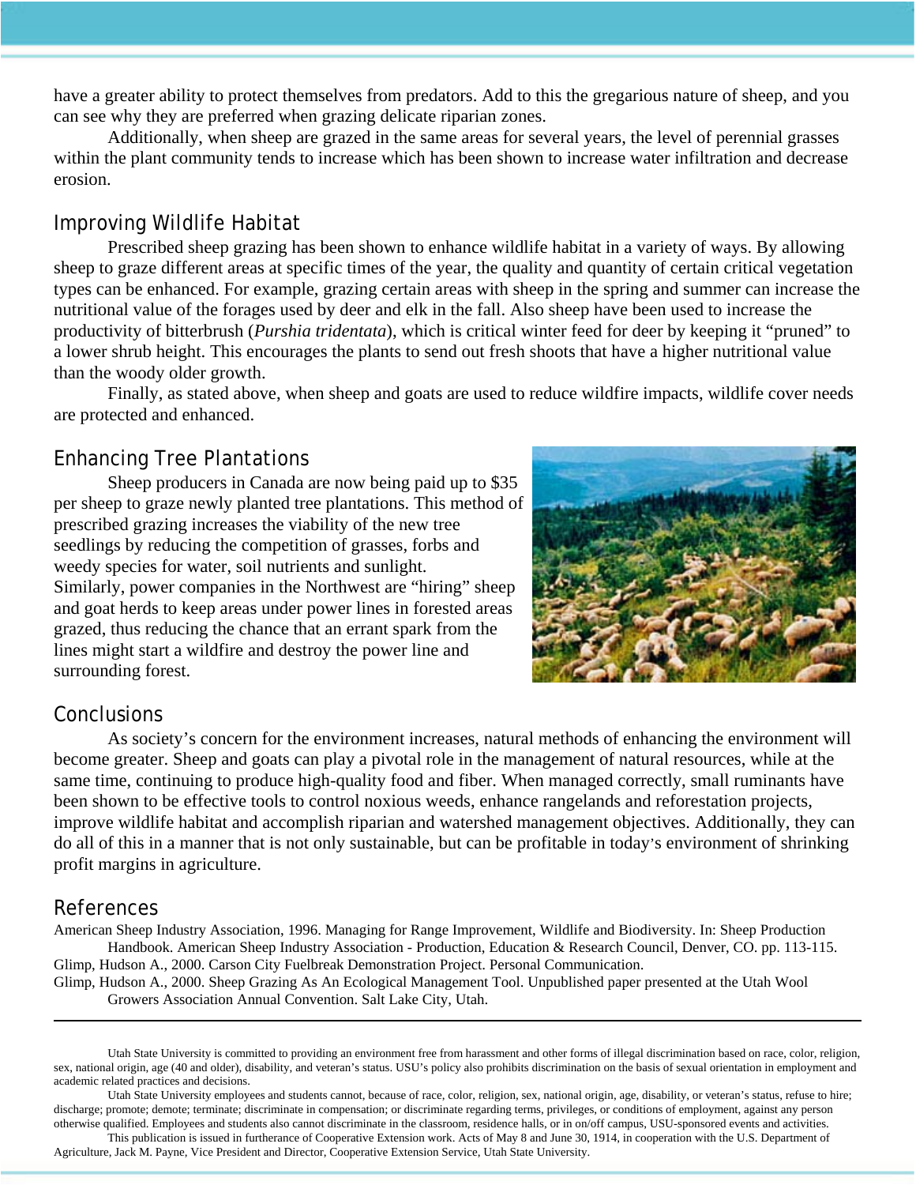have a greater ability to protect themselves from predators. Add to this the gregarious nature of sheep, and you can see why they are preferred when grazing delicate riparian zones.

Additionally, when sheep are grazed in the same areas for several years, the level of perennial grasses within the plant community tends to increase which has been shown to increase water infiltration and decrease erosion.

## Improving Wildlife Habitat

Prescribed sheep grazing has been shown to enhance wildlife habitat in a variety of ways. By allowing sheep to graze different areas at specific times of the year, the quality and quantity of certain critical vegetation types can be enhanced. For example, grazing certain areas with sheep in the spring and summer can increase the nutritional value of the forages used by deer and elk in the fall. Also sheep have been used to increase the productivity of bitterbrush (*Purshia tridentata*), which is critical winter feed for deer by keeping it "pruned" to a lower shrub height. This encourages the plants to send out fresh shoots that have a higher nutritional value than the woody older growth.

Finally, as stated above, when sheep and goats are used to reduce wildfire impacts, wildlife cover needs are protected and enhanced.

## Enhancing Tree Plantations

Sheep producers in Canada are now being paid up to $35 per sheep to graze newly planted tree plantations. This method of prescribed grazing increases the viability of the new tree seedlings by reducing the competition of grasses, forbs and weedy species for water, soil nutrients and sunlight. Similarly, power companies in the Northwest are "hiring" sheep and goat herds to keep areas under power lines in forested areas grazed, thus reducing the chance that an errant spark from the lines might start a wildfire and destroy the power line and surrounding forest.

## Conclusions

As society's concern for the environment increases, natural methods of enhancing the environment will become greater. Sheep and goats can play a pivotal role in the management of natural resources, while at the same time, continuing to produce high-quality food and fiber. When managed correctly, small ruminants have been shown to be effective tools to control noxious weeds, enhance rangelands and reforestation projects, improve wildlife habitat and accomplish riparian and watershed management objectives. Additionally, they can do all of this in a manner that is not only sustainable, but can be profitable in today's environment of shrinking profit margins in agriculture.

## References

American Sheep Industry Association, 1996. Managing for Range Improvement, Wildlife and Biodiversity. In: Sheep Production Handbook. American Sheep Industry Association - Production, Education & Research Council, Denver, CO. pp. 113-115.

Glimp, Hudson A., 2000. Carson City Fuelbreak Demonstration Project. Personal Communication.

Glimp, Hudson A., 2000. Sheep Grazing As An Ecological Management Tool. Unpublished paper presented at the Utah Wool Growers Association Annual Convention. Salt Lake City, Utah.

---

Utah State University is committed to providing an environment free from harassment and other forms of illegal discrimination based on race, color, religion, sex, national origin, age (40 and older), disability, and veteran's status. USU's policy also prohibits discrimination on the basis of sexual orientation in employment and academic related practices and decisions.

Utah State University employees and students cannot, because of race, color, religion, sex, national origin, age, disability, or veteran's status, refuse to hire; discharge; promote; demote; terminate; discriminate in compensation; or discriminate regarding terms, privileges, or conditions of employment, against any person otherwise qualified. Employees and students also cannot discriminate in the classroom, residence halls, or in on/off campus, USU-sponsored events and activities.

This publication is issued in furtherance of Cooperative Extension work. Acts of May 8 and June 30, 1914, in cooperation with the U.S. Department of Agriculture, Jack M. Payne, Vice President and Director, Cooperative Extension Service, Utah State University.